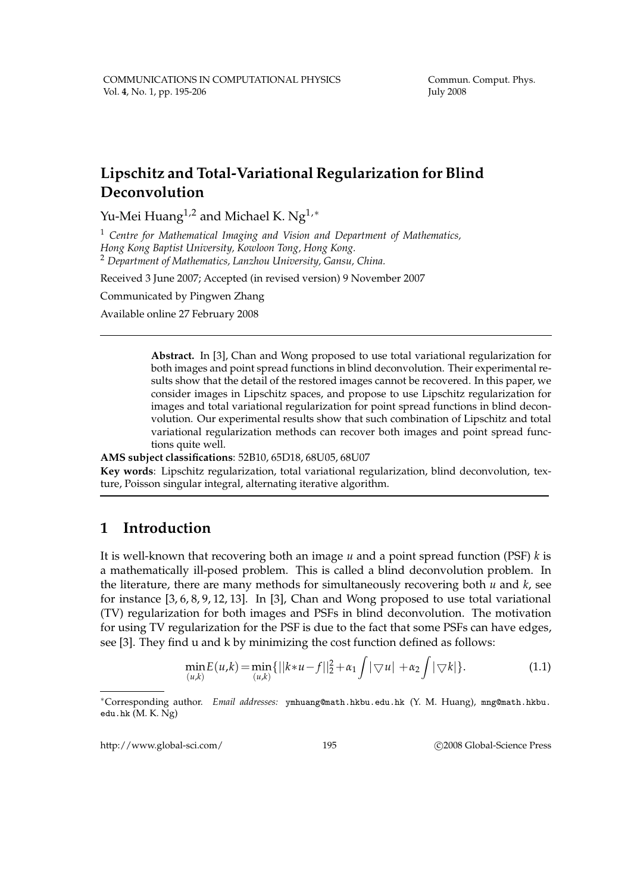# Lipschitz and Total-Variational Regularization for Blind Deconvolution

Yu-Mei Huang[1,2] and Michael K. Ng[1,*]

[1] *Centre for Mathematical Imaging and Vision and Department of Mathematics, Hong Kong Baptist University, Kowloon Tong, Hong Kong.*
[2] *Department of Mathematics, Lanzhou University, Gansu, China.*

Received 3 June 2007; Accepted (in revised version) 9 November 2007

Communicated by Pingwen Zhang

Available online 27 February 2008

---

**Abstract.** In [3], Chan and Wong proposed to use total variational regularization for both images and point spread functions in blind deconvolution. Their experimental results show that the detail of the restored images cannot be recovered. In this paper, we consider images in Lipschitz spaces, and propose to use Lipschitz regularization for images and total variational regularization for point spread functions in blind deconvolution. Our experimental results show that such combination of Lipschitz and total variational regularization methods can recover both images and point spread functions quite well.

**AMS subject classifications**: 52B10, 65D18, 68U05, 68U07

**Key words**: Lipschitz regularization, total variational regularization, blind deconvolution, texture, Poisson singular integral, alternating iterative algorithm.

---

## 1 Introduction

It is well-known that recovering both an image $u$ and a point spread function (PSF) $k$ is a mathematically ill-posed problem. This is called a blind deconvolution problem. In the literature, there are many methods for simultaneously recovering both $u$ and $k$, see for instance [3, 6, 8, 9, 12, 13]. In [3], Chan and Wong proposed to use total variational (TV) regularization for both images and PSFs in blind deconvolution. The motivation for using TV regularization for the PSF is due to the fact that some PSFs can have edges, see [3]. They find u and k by minimizing the cost function defined as follows:

$$\min_{(u,k)} E(u,k) = \min_{(u,k)} \{ ||k*u-f||_2^2 + \alpha_1 \int |\bigtriangledown u| + \alpha_2 \int |\bigtriangledown k| \}. \tag{1.1}$$

---

*Corresponding author. *Email addresses:* `ymhuang@math.hkbu.edu.hk` (Y. M. Huang), `mng@math.hkbu.edu.hk` (M. K. Ng)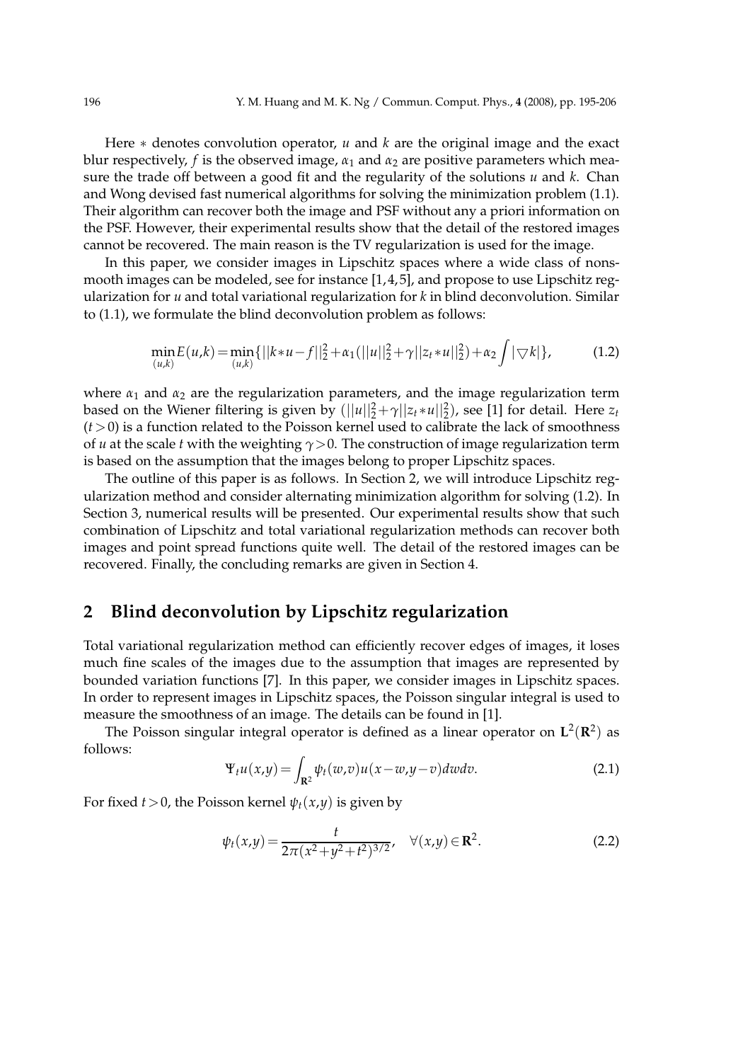Here $*$ denotes convolution operator, $u$ and $k$ are the original image and the exact blur respectively, $f$ is the observed image, $\alpha_1$ and $\alpha_2$ are positive parameters which measure the trade off between a good fit and the regularity of the solutions $u$ and $k$. Chan and Wong devised fast numerical algorithms for solving the minimization problem (1.1). Their algorithm can recover both the image and PSF without any a priori information on the PSF. However, their experimental results show that the detail of the restored images cannot be recovered. The main reason is the TV regularization is used for the image.

In this paper, we consider images in Lipschitz spaces where a wide class of nonsmooth images can be modeled, see for instance [1,4,5], and propose to use Lipschitz regularization for $u$ and total variational regularization for $k$ in blind deconvolution. Similar to (1.1), we formulate the blind deconvolution problem as follows:

$$\min_{(u,k)} E(u,k) = \min_{(u,k)} \{ ||k*u-f||_2^2 + \alpha_1(||u||_2^2 + \gamma ||z_t * u||_2^2) + \alpha_2 \int |\bigtriangledown k| \}, \tag{1.2}$$

where $\alpha_1$ and $\alpha_2$ are the regularization parameters, and the image regularization term based on the Wiener filtering is given by $(||u||_2^2 + \gamma ||z_t * u||_2^2)$, see [1] for detail. Here $z_t$ $(t>0)$ is a function related to the Poisson kernel used to calibrate the lack of smoothness of $u$ at the scale $t$ with the weighting $\gamma > 0$. The construction of image regularization term is based on the assumption that the images belong to proper Lipschitz spaces.

The outline of this paper is as follows. In Section 2, we will introduce Lipschitz regularization method and consider alternating minimization algorithm for solving (1.2). In Section 3, numerical results will be presented. Our experimental results show that such combination of Lipschitz and total variational regularization methods can recover both images and point spread functions quite well. The detail of the restored images can be recovered. Finally, the concluding remarks are given in Section 4.

## 2 Blind deconvolution by Lipschitz regularization

Total variational regularization method can efficiently recover edges of images, it loses much fine scales of the images due to the assumption that images are represented by bounded variation functions [7]. In this paper, we consider images in Lipschitz spaces. In order to represent images in Lipschitz spaces, the Poisson singular integral is used to measure the smoothness of an image. The details can be found in [1].

The Poisson singular integral operator is defined as a linear operator on $\mathbf{L}^2(\mathbf{R}^2)$ as follows:

$$\Psi_t u(x,y) = \int_{\mathbf{R}^2} \psi_t(w,v) u(x-w, y-v) dw dv. \tag{2.1}$$

For fixed $t > 0$, the Poisson kernel $\psi_t(x,y)$ is given by

$$\psi_t(x,y) = \frac{t}{2\pi(x^2+y^2+t^2)^{3/2}}, \quad \forall (x,y) \in \mathbf{R}^2. \tag{2.2}$$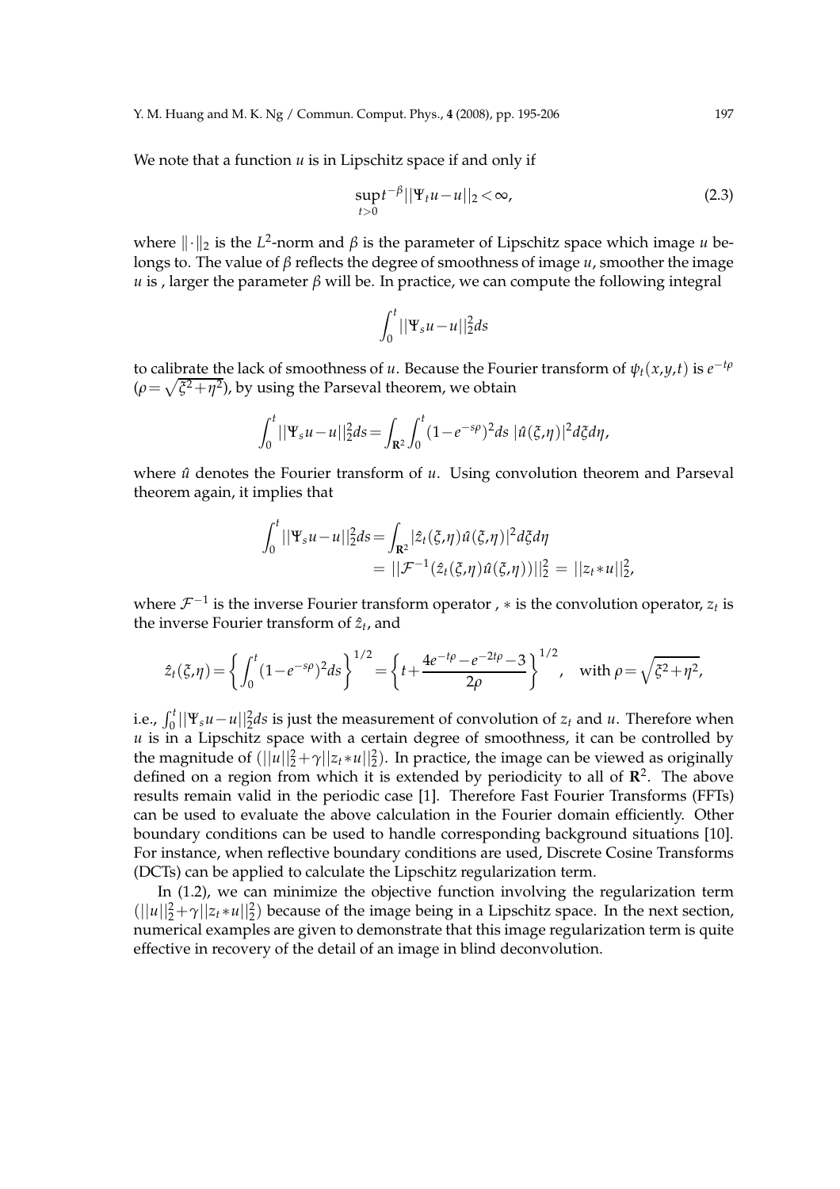We note that a function $u$ is in Lipschitz space if and only if

$$\sup_{t>0} t^{-\beta} ||\Psi_t u - u||_2 < \infty, \tag{2.3}$$

where $\|\cdot\|_2$ is the $L^2$-norm and $\beta$ is the parameter of Lipschitz space which image $u$ belongs to. The value of $\beta$ reflects the degree of smoothness of image $u$, smoother the image $u$ is , larger the parameter $\beta$ will be. In practice, we can compute the following integral

$$\int_0^t ||\Psi_s u - u||_2^2 ds$$

to calibrate the lack of smoothness of $u$. Because the Fourier transform of $\psi_t(x,y,t)$ is $e^{-t\rho}$ ($\rho = \sqrt{\xi^2 + \eta^2}$), by using the Parseval theorem, we obtain

$$\int_0^t ||\Psi_s u - u||_2^2 ds = \int_{\mathbf{R}^2} \int_0^t (1 - e^{-s\rho})^2 ds \; |\hat{u}(\xi,\eta)|^2 d\xi d\eta,$$

where $\hat{u}$ denotes the Fourier transform of $u$. Using convolution theorem and Parseval theorem again, it implies that

$$\begin{aligned}
\int_0^t ||\Psi_s u - u||_2^2 ds &= \int_{\mathbf{R}^2} |\hat{z}_t(\xi,\eta) \hat{u}(\xi,\eta)|^2 d\xi d\eta \\
&= ||\mathcal{F}^{-1}(\hat{z}_t(\xi,\eta)\hat{u}(\xi,\eta))||_2^2 = ||z_t * u||_2^2,
\end{aligned}$$

where $\mathcal{F}^{-1}$ is the inverse Fourier transform operator , $*$ is the convolution operator, $z_t$ is the inverse Fourier transform of $\hat{z}_t$, and

$$\hat{z}_t(\xi,\eta) = \left\{ \int_0^t (1 - e^{-s\rho})^2 ds \right\}^{1/2} = \left\{ t + \frac{4e^{-t\rho} - e^{-2t\rho} - 3}{2\rho} \right\}^{1/2}, \quad \text{with } \rho = \sqrt{\xi^2 + \eta^2},$$

i.e., $\int_0^t ||\Psi_s u - u||_2^2 ds$ is just the measurement of convolution of $z_t$ and $u$. Therefore when $u$ is in a Lipschitz space with a certain degree of smoothness, it can be controlled by the magnitude of $(||u||_2^2 + \gamma ||z_t * u||_2^2)$. In practice, the image can be viewed as originally defined on a region from which it is extended by periodicity to all of $\mathbf{R}^2$. The above results remain valid in the periodic case [1]. Therefore Fast Fourier Transforms (FFTs) can be used to evaluate the above calculation in the Fourier domain efficiently. Other boundary conditions can be used to handle corresponding background situations [10]. For instance, when reflective boundary conditions are used, Discrete Cosine Transforms (DCTs) can be applied to calculate the Lipschitz regularization term.

In (1.2), we can minimize the objective function involving the regularization term $(||u||_2^2 + \gamma ||z_t * u||_2^2)$ because of the image being in a Lipschitz space. In the next section, numerical examples are given to demonstrate that this image regularization term is quite effective in recovery of the detail of an image in blind deconvolution.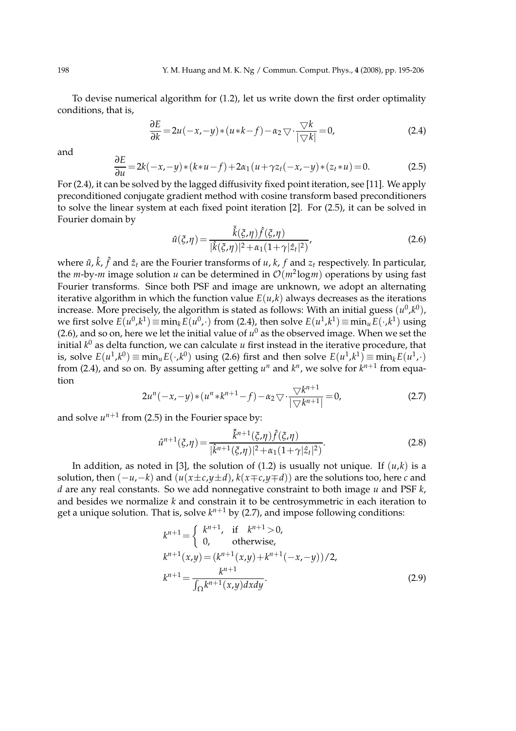To devise numerical algorithm for (1.2), let us write down the first order optimality conditions, that is,

$$\frac{\partial E}{\partial k} = 2u(-x,-y) * (u * k - f) - \alpha_2 \triangledown \cdot \frac{\triangledown k}{|\triangledown k|} = 0, \tag{2.4}$$

and

$$\frac{\partial E}{\partial u} = 2k(-x,-y) * (k * u - f) + 2\alpha_1 (u + \gamma z_t(-x,-y) * (z_t * u) = 0. \tag{2.5}$$

For (2.4), it can be solved by the lagged diffusivity fixed point iteration, see [11]. We apply preconditioned conjugate gradient method with cosine transform based preconditioners to solve the linear system at each fixed point iteration [2]. For (2.5), it can be solved in Fourier domain by

$$\hat{u}(\xi,\eta) = \frac{\bar{\hat{k}}(\xi,\eta)\hat{f}(\xi,\eta)}{|\hat{k}(\xi,\eta)|^2 + \alpha_1(1+\gamma|\hat{z}_t|^2)}, \tag{2.6}$$

where $\hat{u}$, $\hat{k}$, $\hat{f}$ and $\hat{z}_t$ are the Fourier transforms of $u$, $k$, $f$ and $z_t$ respectively. In particular, the $m$-by-$m$ image solution $u$ can be determined in $\mathcal{O}(m^2 \log m)$ operations by using fast Fourier transforms. Since both PSF and image are unknown, we adopt an alternating iterative algorithm in which the function value $E(u,k)$ always decreases as the iterations increase. More precisely, the algorithm is stated as follows: With an initial guess $(u^0,k^0)$, we first solve $E(u^0,k^1) \equiv \min_k E(u^0,\cdot)$ from (2.4), then solve $E(u^1,k^1) \equiv \min_u E(\cdot,k^1)$ using (2.6), and so on, here we let the initial value of $u^0$ as the observed image. When we set the initial $k^0$ as delta function, we can calculate $u$ first instead in the iterative procedure, that is, solve $E(u^1,k^0) \equiv \min_u E(\cdot,k^0)$ using (2.6) first and then solve $E(u^1,k^1) \equiv \min_k E(u^1,\cdot)$ from (2.4), and so on. By assuming after getting $u^n$ and $k^n$, we solve for $k^{n+1}$ from equation

$$2u^n(-x,-y) * (u^n * k^{n+1} - f) - \alpha_2 \triangledown \cdot \frac{\triangledown k^{n+1}}{|\triangledown k^{n+1}|} = 0, \tag{2.7}$$

and solve $u^{n+1}$ from (2.5) in the Fourier space by:

$$\hat{u}^{n+1}(\xi,\eta) = \frac{\bar{\hat{k}}^{n+1}(\xi,\eta)\hat{f}(\xi,\eta)}{|\hat{k}^{n+1}(\xi,\eta)|^2 + \alpha_1(1+\gamma|\hat{z}_t|^2)}. \tag{2.8}$$

In addition, as noted in [3], the solution of (1.2) is usually not unique. If $(u,k)$ is a solution, then $(-u,-k)$ and $(u(x \pm c, y \pm d), k(x \mp c, y \mp d))$ are the solutions too, here $c$ and $d$ are any real constants. So we add nonnegative constraint to both image $u$ and PSF $k$, and besides we normalize $k$ and constrain it to be centrosymmetric in each iteration to get a unique solution. That is, solve $k^{n+1}$ by (2.7), and impose following conditions:

$$\begin{aligned}
k^{n+1} &= \begin{cases} k^{n+1}, & \text{if} \quad k^{n+1} > 0, \\ 0, & \text{otherwise}, \end{cases} \\
k^{n+1}(x,y) &= (k^{n+1}(x,y) + k^{n+1}(-x,-y))/2, \\
k^{n+1} &= \frac{k^{n+1}}{\int_\Omega k^{n+1}(x,y)dxdy}.
\end{aligned} \tag{2.9}$$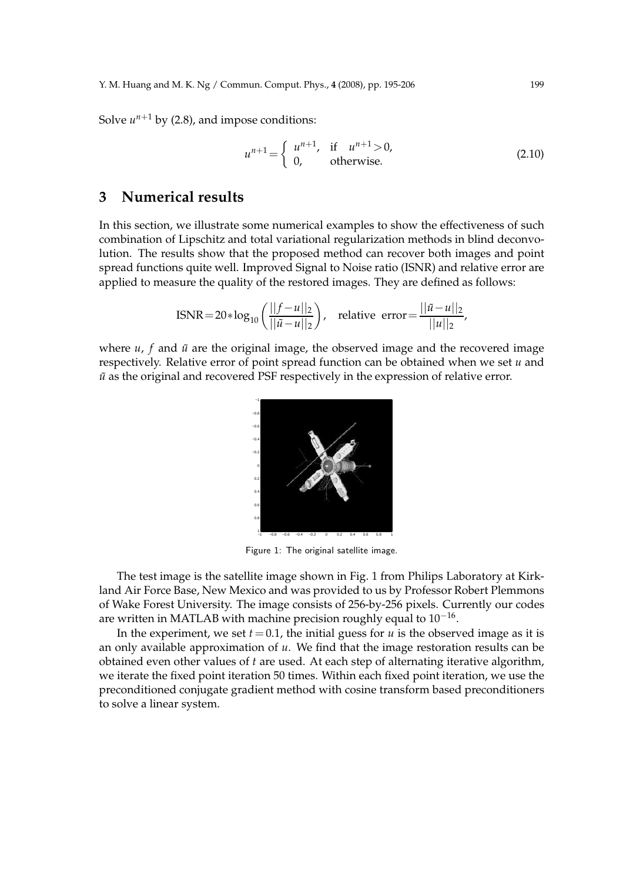Solve $u^{n+1}$ by (2.8), and impose conditions:

$$u^{n+1} = \begin{cases} u^{n+1}, & \text{if} \quad u^{n+1} > 0, \\ 0, & \text{otherwise.} \end{cases} \tag{2.10}$$

## 3 Numerical results

In this section, we illustrate some numerical examples to show the effectiveness of such combination of Lipschitz and total variational regularization methods in blind deconvolution. The results show that the proposed method can recover both images and point spread functions quite well. Improved Signal to Noise ratio (ISNR) and relative error are applied to measure the quality of the restored images. They are defined as follows:

$$\text{ISNR} = 20 * \log_{10}\left(\frac{||f-u||_2}{||\tilde{u}-u||_2}\right), \quad \text{relative error} = \frac{||\tilde{u}-u||_2}{||u||_2},$$

where $u$, $f$ and $\tilde{u}$ are the original image, the observed image and the recovered image respectively. Relative error of point spread function can be obtained when we set $u$ and $\tilde{u}$ as the original and recovered PSF respectively in the expression of relative error.

Figure 1: The original satellite image.

The test image is the satellite image shown in Fig. 1 from Philips Laboratory at Kirkland Air Force Base, New Mexico and was provided to us by Professor Robert Plemmons of Wake Forest University. The image consists of 256-by-256 pixels. Currently our codes are written in MATLAB with machine precision roughly equal to $10^{-16}$.

In the experiment, we set $t = 0.1$, the initial guess for $u$ is the observed image as it is an only available approximation of $u$. We find that the image restoration results can be obtained even other values of $t$ are used. At each step of alternating iterative algorithm, we iterate the fixed point iteration 50 times. Within each fixed point iteration, we use the preconditioned conjugate gradient method with cosine transform based preconditioners to solve a linear system.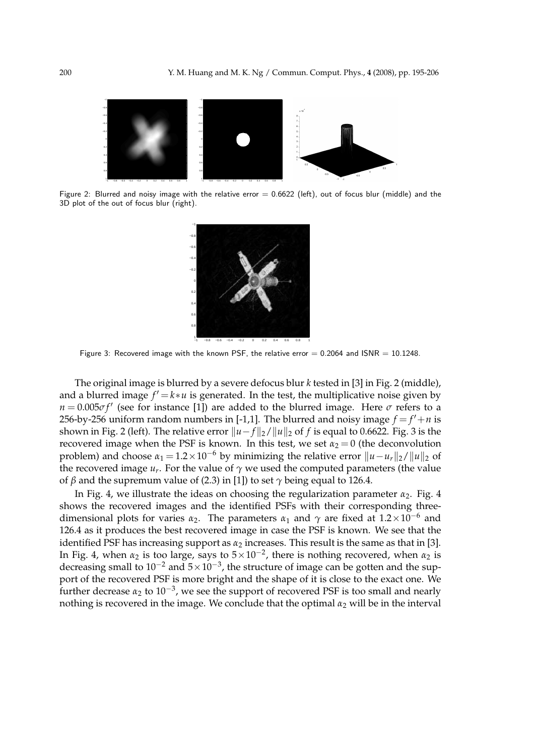Figure 2: Blurred and noisy image with the relative error = 0.6622 (left), out of focus blur (middle) and the 3D plot of the out of focus blur (right).

Figure 3: Recovered image with the known PSF, the relative error = 0.2064 and ISNR = 10.1248.

The original image is blurred by a severe defocus blur $k$ tested in [3] in Fig. 2 (middle), and a blurred image $f' = k * u$ is generated. In the test, the multiplicative noise given by $n = 0.005\sigma f'$ (see for instance [1]) are added to the blurred image. Here $\sigma$ refers to a 256-by-256 uniform random numbers in [-1,1]. The blurred and noisy image $f = f' + n$ is shown in Fig. 2 (left). The relative error $\|u - f\|_2 / \|u\|_2$ of $f$ is equal to 0.6622. Fig. 3 is the recovered image when the PSF is known. In this test, we set $\alpha_2 = 0$ (the deconvolution problem) and choose $\alpha_1 = 1.2 \times 10^{-6}$ by minimizing the relative error $\|u - u_r\|_2 / \|u\|_2$ of the recovered image $u_r$. For the value of $\gamma$ we used the computed parameters (the value of $\beta$ and the supremum value of (2.3) in [1]) to set $\gamma$ being equal to 126.4.

In Fig. 4, we illustrate the ideas on choosing the regularization parameter $\alpha_2$. Fig. 4 shows the recovered images and the identified PSFs with their corresponding three-dimensional plots for varies $\alpha_2$. The parameters $\alpha_1$ and $\gamma$ are fixed at $1.2 \times 10^{-6}$ and 126.4 as it produces the best recovered image in case the PSF is known. We see that the identified PSF has increasing support as $\alpha_2$ increases. This result is the same as that in [3]. In Fig. 4, when $\alpha_2$ is too large, says to $5 \times 10^{-2}$, there is nothing recovered, when $\alpha_2$ is decreasing small to $10^{-2}$ and $5 \times 10^{-3}$, the structure of image can be gotten and the support of the recovered PSF is more bright and the shape of it is close to the exact one. We further decrease $\alpha_2$ to $10^{-3}$, we see the support of recovered PSF is too small and nearly nothing is recovered in the image. We conclude that the optimal $\alpha_2$ will be in the interval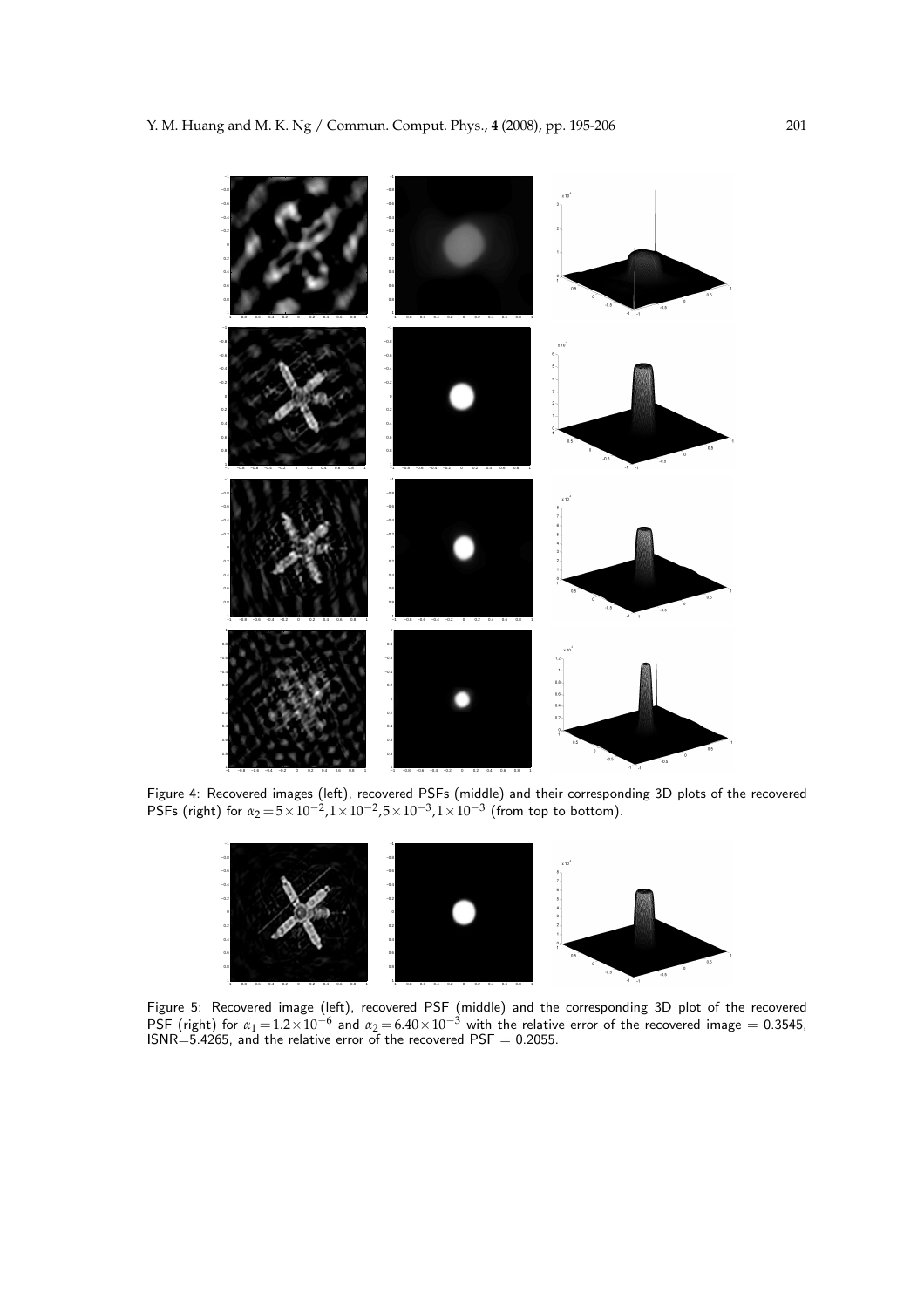Figure 4: Recovered images (left), recovered PSFs (middle) and their corresponding 3D plots of the recovered PSFs (right) for $\alpha_2 = 5\times10^{-2}, 1\times10^{-2}, 5\times10^{-3}, 1\times10^{-3}$ (from top to bottom).

Figure 5: Recovered image (left), recovered PSF (middle) and the corresponding 3D plot of the recovered PSF (right) for $\alpha_1 = 1.2\times10^{-6}$ and $\alpha_2 = 6.40\times10^{-3}$ with the relative error of the recovered image = 0.3545, ISNR=5.4265, and the relative error of the recovered PSF = 0.2055.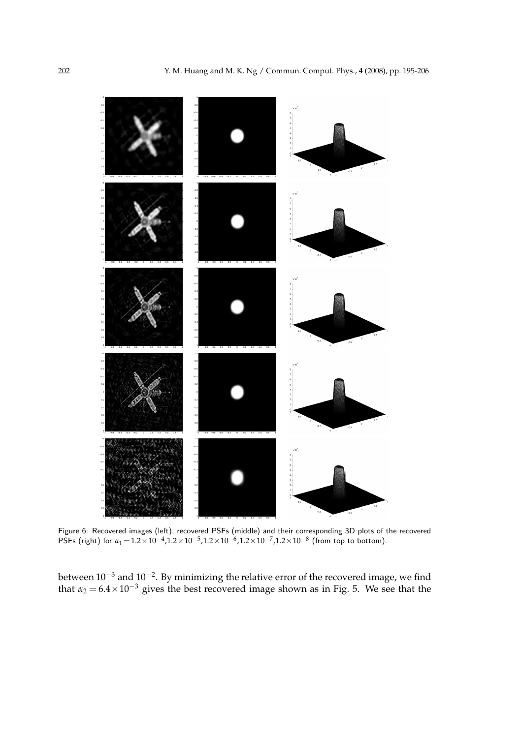Figure 6: Recovered images (left), recovered PSFs (middle) and their corresponding 3D plots of the recovered PSFs (right) for $\alpha_1 = 1.2\times10^{-4}, 1.2\times10^{-5}, 1.2\times10^{-6}, 1.2\times10^{-7}, 1.2\times10^{-8}$ (from top to bottom).

between $10^{-3}$ and $10^{-2}$. By minimizing the relative error of the recovered image, we find that $\alpha_2 = 6.4\times10^{-3}$ gives the best recovered image shown as in Fig. 5. We see that the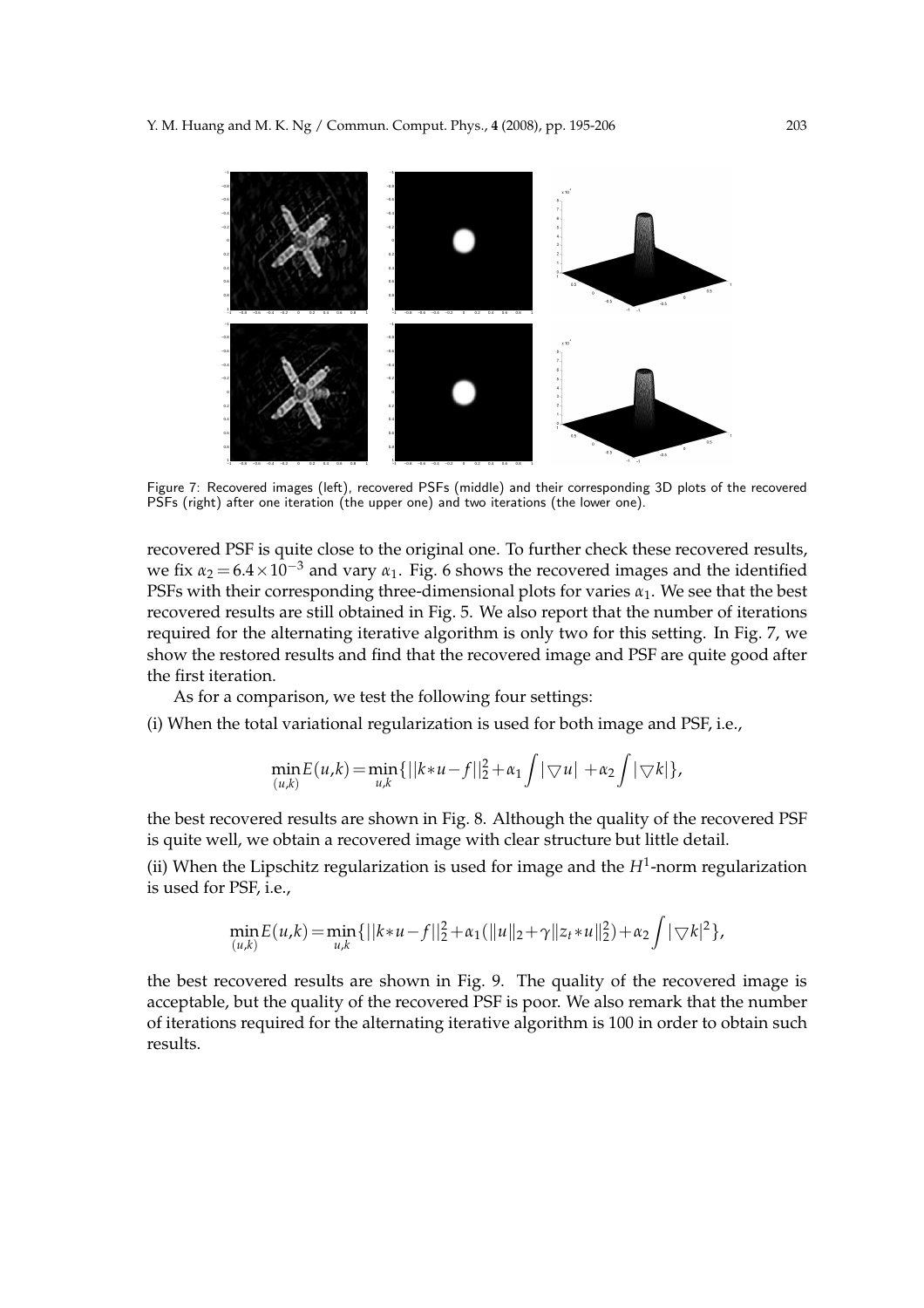Figure 7: Recovered images (left), recovered PSFs (middle) and their corresponding 3D plots of the recovered PSFs (right) after one iteration (the upper one) and two iterations (the lower one).

recovered PSF is quite close to the original one. To further check these recovered results, we fix $\alpha_2 = 6.4\times 10^{-3}$ and vary $\alpha_1$. Fig. 6 shows the recovered images and the identified PSFs with their corresponding three-dimensional plots for varies $\alpha_1$. We see that the best recovered results are still obtained in Fig. 5. We also report that the number of iterations required for the alternating iterative algorithm is only two for this setting. In Fig. 7, we show the restored results and find that the recovered image and PSF are quite good after the first iteration.

As for a comparison, we test the following four settings:

(i) When the total variational regularization is used for both image and PSF, i.e.,

$$\min_{(u,k)} E(u,k) = \min_{u,k} \{ ||k*u - f||_2^2 + \alpha_1 \int |\bigtriangledown u| + \alpha_2 \int |\bigtriangledown k| \},$$

the best recovered results are shown in Fig. 8. Although the quality of the recovered PSF is quite well, we obtain a recovered image with clear structure but little detail.

(ii) When the Lipschitz regularization is used for image and the $H^1$-norm regularization is used for PSF, i.e.,

$$\min_{(u,k)} E(u,k) = \min_{u,k} \{ ||k*u - f||_2^2 + \alpha_1 (\|u\|_2 + \gamma \|z_t * u\|_2^2) + \alpha_2 \int |\bigtriangledown k|^2 \},$$

the best recovered results are shown in Fig. 9. The quality of the recovered image is acceptable, but the quality of the recovered PSF is poor. We also remark that the number of iterations required for the alternating iterative algorithm is 100 in order to obtain such results.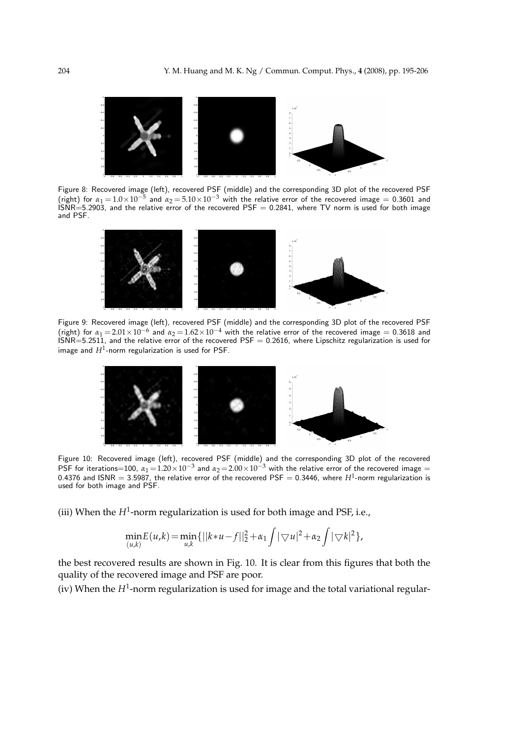Figure 8: Recovered image (left), recovered PSF (middle) and the corresponding 3D plot of the recovered PSF (right) for $\alpha_1 = 1.0\times 10^{-5}$ and $\alpha_2 = 5.10\times 10^{-3}$ with the relative error of the recovered image = 0.3601 and ISNR=5.2903, and the relative error of the recovered PSF = 0.2841, where TV norm is used for both image and PSF.

Figure 9: Recovered image (left), recovered PSF (middle) and the corresponding 3D plot of the recovered PSF (right) for $\alpha_1 = 2.01\times 10^{-6}$ and $\alpha_2 = 1.62\times 10^{-4}$ with the relative error of the recovered image = 0.3618 and ISNR=5.2511, and the relative error of the recovered PSF = 0.2616, where Lipschitz regularization is used for image and $H^1$-norm regularization is used for PSF.

Figure 10: Recovered image (left), recovered PSF (middle) and the corresponding 3D plot of the recovered PSF for iterations=100, $\alpha_1 = 1.20\times 10^{-3}$ and $\alpha_2 = 2.00\times 10^{-3}$ with the relative error of the recovered image = 0.4376 and ISNR = 3.5987, the relative error of the recovered PSF = 0.3446, where $H^1$-norm regularization is used for both image and PSF.

(iii) When the $H^1$-norm regularization is used for both image and PSF, i.e.,

$$\min_{(u,k)} E(u,k) = \min_{u,k}\{||k*u-f||_2^2 + \alpha_1 \int |\nabla u|^2 + \alpha_2 \int |\nabla k|^2\},$$

the best recovered results are shown in Fig. 10. It is clear from this figures that both the quality of the recovered image and PSF are poor.

(iv) When the $H^1$-norm regularization is used for image and the total variational regular-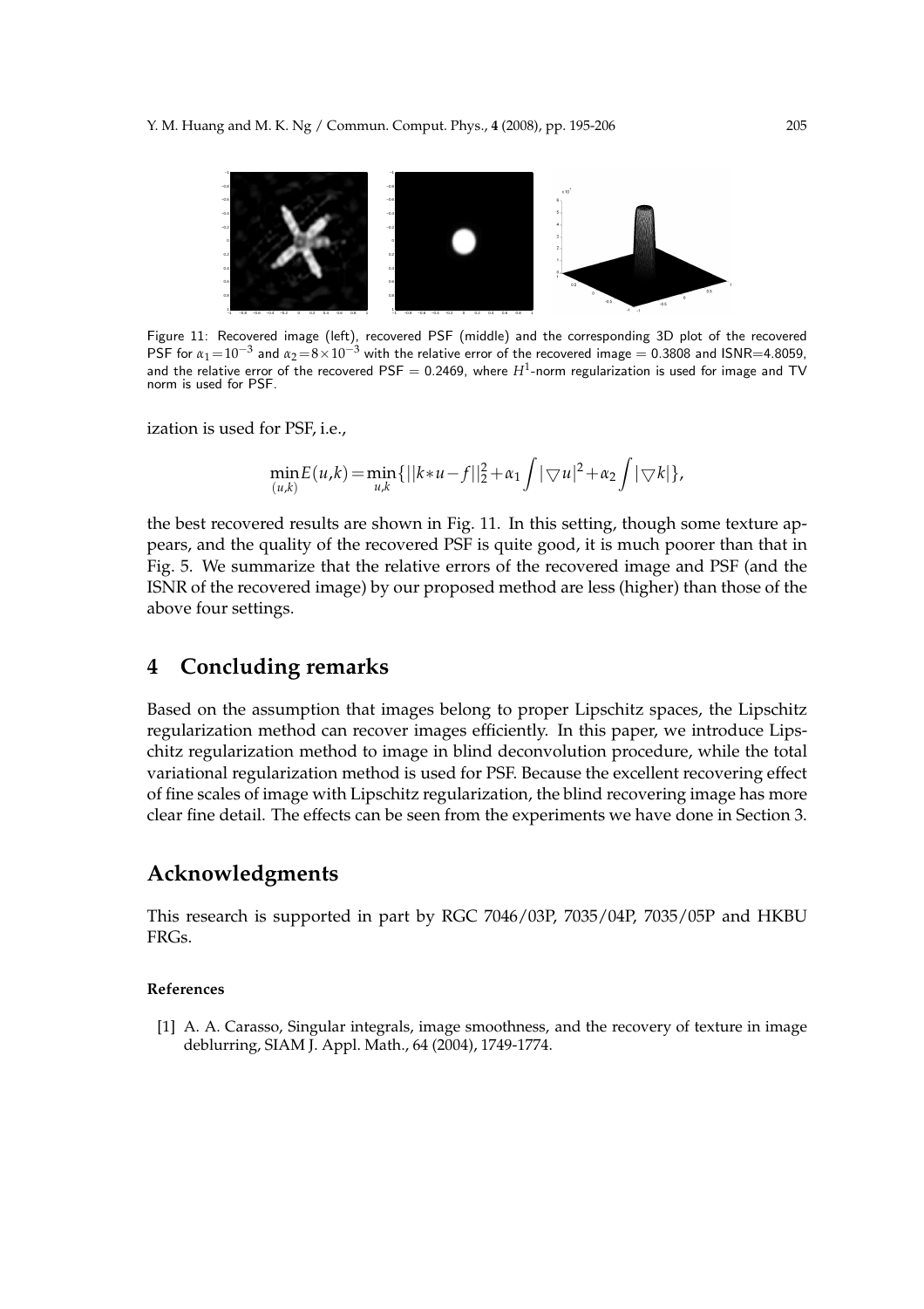Figure 11: Recovered image (left), recovered PSF (middle) and the corresponding 3D plot of the recovered PSF for $\alpha_1 = 10^{-3}$ and $\alpha_2 = 8\times 10^{-3}$ with the relative error of the recovered image = 0.3808 and ISNR=4.8059, and the relative error of the recovered PSF = 0.2469, where $H^1$-norm regularization is used for image and TV norm is used for PSF.

ization is used for PSF, i.e.,

$$\min_{(u,k)} E(u,k) = \min_{u,k} \{ ||k*u - f||_2^2 + \alpha_1 \int |\bigtriangledown u|^2 + \alpha_2 \int |\bigtriangledown k| \},$$

the best recovered results are shown in Fig. 11. In this setting, though some texture appears, and the quality of the recovered PSF is quite good, it is much poorer than that in Fig. 5. We summarize that the relative errors of the recovered image and PSF (and the ISNR of the recovered image) by our proposed method are less (higher) than those of the above four settings.

# 4 Concluding remarks

Based on the assumption that images belong to proper Lipschitz spaces, the Lipschitz regularization method can recover images efficiently. In this paper, we introduce Lipschitz regularization method to image in blind deconvolution procedure, while the total variational regularization method is used for PSF. Because the excellent recovering effect of fine scales of image with Lipschitz regularization, the blind recovering image has more clear fine detail. The effects can be seen from the experiments we have done in Section 3.

# Acknowledgments

This research is supported in part by RGC 7046/03P, 7035/04P, 7035/05P and HKBU FRGs.

### References

[1] A. A. Carasso, Singular integrals, image smoothness, and the recovery of texture in image deblurring, SIAM J. Appl. Math., 64 (2004), 1749-1774.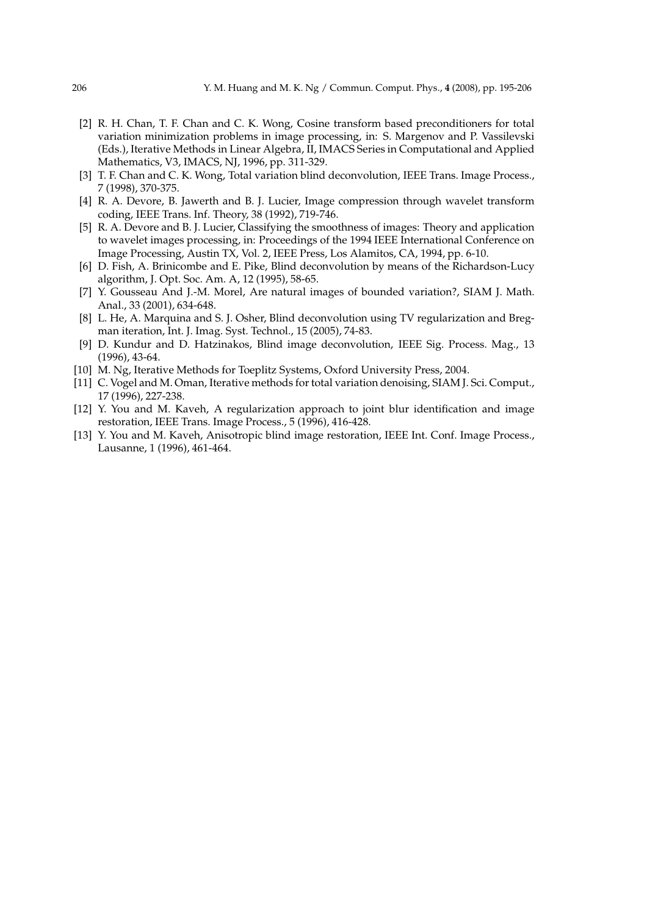[2] R. H. Chan, T. F. Chan and C. K. Wong, Cosine transform based preconditioners for total variation minimization problems in image processing, in: S. Margenov and P. Vassilevski (Eds.), Iterative Methods in Linear Algebra, II, IMACS Series in Computational and Applied Mathematics, V3, IMACS, NJ, 1996, pp. 311-329.

[3] T. F. Chan and C. K. Wong, Total variation blind deconvolution, IEEE Trans. Image Process., 7 (1998), 370-375.

[4] R. A. Devore, B. Jawerth and B. J. Lucier, Image compression through wavelet transform coding, IEEE Trans. Inf. Theory, 38 (1992), 719-746.

[5] R. A. Devore and B. J. Lucier, Classifying the smoothness of images: Theory and application to wavelet images processing, in: Proceedings of the 1994 IEEE International Conference on Image Processing, Austin TX, Vol. 2, IEEE Press, Los Alamitos, CA, 1994, pp. 6-10.

[6] D. Fish, A. Brinicombe and E. Pike, Blind deconvolution by means of the Richardson-Lucy algorithm, J. Opt. Soc. Am. A, 12 (1995), 58-65.

[7] Y. Gousseau And J.-M. Morel, Are natural images of bounded variation?, SIAM J. Math. Anal., 33 (2001), 634-648.

[8] L. He, A. Marquina and S. J. Osher, Blind deconvolution using TV regularization and Bregman iteration, Int. J. Imag. Syst. Technol., 15 (2005), 74-83.

[9] D. Kundur and D. Hatzinakos, Blind image deconvolution, IEEE Sig. Process. Mag., 13 (1996), 43-64.

[10] M. Ng, Iterative Methods for Toeplitz Systems, Oxford University Press, 2004.

[11] C. Vogel and M. Oman, Iterative methods for total variation denoising, SIAM J. Sci. Comput., 17 (1996), 227-238.

[12] Y. You and M. Kaveh, A regularization approach to joint blur identification and image restoration, IEEE Trans. Image Process., 5 (1996), 416-428.

[13] Y. You and M. Kaveh, Anisotropic blind image restoration, IEEE Int. Conf. Image Process., Lausanne, 1 (1996), 461-464.